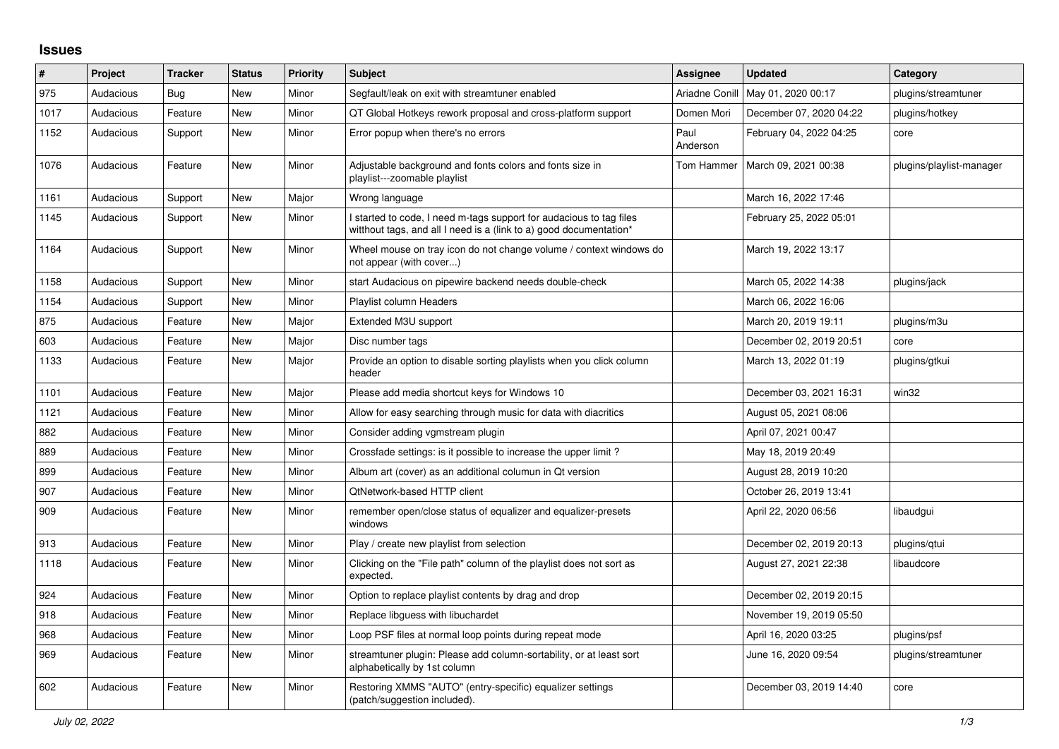# Issues

| # | Project | Tracker | Status | Priority | Subject | Assignee | Updated | Category |
|---|---|---|---|---|---|---|---|---|
| 975 | Audacious | Bug | New | Minor | Segfault/leak on exit with streamtuner enabled | Ariadne Conill | May 01, 2020 00:17 | plugins/streamtuner |
| 1017 | Audacious | Feature | New | Minor | QT Global Hotkeys rework proposal and cross-platform support | Domen Mori | December 07, 2020 04:22 | plugins/hotkey |
| 1152 | Audacious | Support | New | Minor | Error popup when there's no errors | Paul Anderson | February 04, 2022 04:25 | core |
| 1076 | Audacious | Feature | New | Minor | Adjustable background and fonts colors and fonts size in playlist---zoomable playlist | Tom Hammer | March 09, 2021 00:38 | plugins/playlist-manager |
| 1161 | Audacious | Support | New | Major | Wrong language | | March 16, 2022 17:46 | |
| 1145 | Audacious | Support | New | Minor | I started to code, I need m-tags support for audacious to tag files witthout tags, and all I need is a (link to a) good documentation* | | February 25, 2022 05:01 | |
| 1164 | Audacious | Support | New | Minor | Wheel mouse on tray icon do not change volume / context windows do not appear (with cover...) | | March 19, 2022 13:17 | |
| 1158 | Audacious | Support | New | Minor | start Audacious on pipewire backend needs double-check | | March 05, 2022 14:38 | plugins/jack |
| 1154 | Audacious | Support | New | Minor | Playlist column Headers | | March 06, 2022 16:06 | |
| 875 | Audacious | Feature | New | Major | Extended M3U support | | March 20, 2019 19:11 | plugins/m3u |
| 603 | Audacious | Feature | New | Major | Disc number tags | | December 02, 2019 20:51 | core |
| 1133 | Audacious | Feature | New | Major | Provide an option to disable sorting playlists when you click column header | | March 13, 2022 01:19 | plugins/gtkui |
| 1101 | Audacious | Feature | New | Major | Please add media shortcut keys for Windows 10 | | December 03, 2021 16:31 | win32 |
| 1121 | Audacious | Feature | New | Minor | Allow for easy searching through music for data with diacritics | | August 05, 2021 08:06 | |
| 882 | Audacious | Feature | New | Minor | Consider adding vgmstream plugin | | April 07, 2021 00:47 | |
| 889 | Audacious | Feature | New | Minor | Crossfade settings: is it possible to increase the upper limit ? | | May 18, 2019 20:49 | |
| 899 | Audacious | Feature | New | Minor | Album art (cover) as an additional columun in Qt version | | August 28, 2019 10:20 | |
| 907 | Audacious | Feature | New | Minor | QtNetwork-based HTTP client | | October 26, 2019 13:41 | |
| 909 | Audacious | Feature | New | Minor | remember open/close status of equalizer and equalizer-presets windows | | April 22, 2020 06:56 | libaudgui |
| 913 | Audacious | Feature | New | Minor | Play / create new playlist from selection | | December 02, 2019 20:13 | plugins/qtui |
| 1118 | Audacious | Feature | New | Minor | Clicking on the "File path" column of the playlist does not sort as expected. | | August 27, 2021 22:38 | libaudcore |
| 924 | Audacious | Feature | New | Minor | Option to replace playlist contents by drag and drop | | December 02, 2019 20:15 | |
| 918 | Audacious | Feature | New | Minor | Replace libguess with libuchardet | | November 19, 2019 05:50 | |
| 968 | Audacious | Feature | New | Minor | Loop PSF files at normal loop points during repeat mode | | April 16, 2020 03:25 | plugins/psf |
| 969 | Audacious | Feature | New | Minor | streamtuner plugin: Please add column-sortability, or at least sort alphabetically by 1st column | | June 16, 2020 09:54 | plugins/streamtuner |
| 602 | Audacious | Feature | New | Minor | Restoring XMMS "AUTO" (entry-specific) equalizer settings (patch/suggestion included). | | December 03, 2019 14:40 | core |

*July 02, 2022*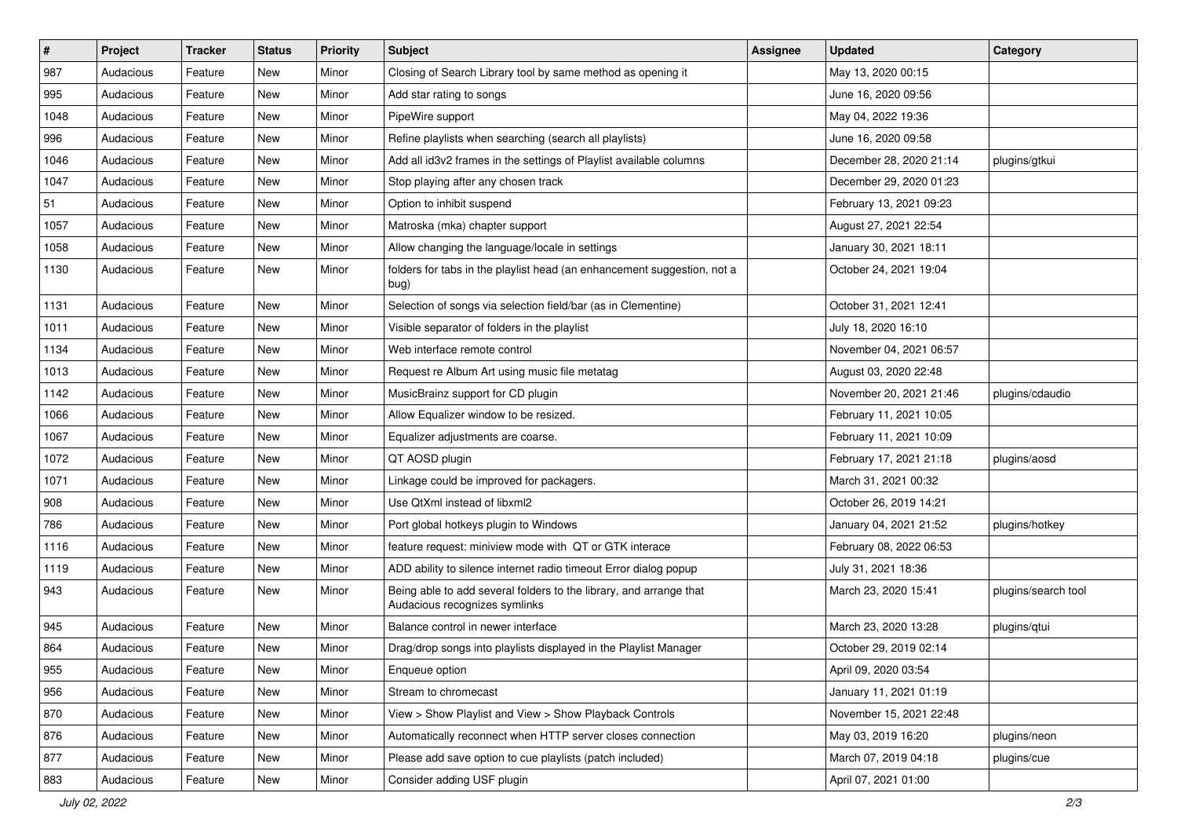| # | Project | Tracker | Status | Priority | Subject | Assignee | Updated | Category |
|---|---|---|---|---|---|---|---|---|
| 987 | Audacious | Feature | New | Minor | Closing of Search Library tool by same method as opening it | | May 13, 2020 00:15 | |
| 995 | Audacious | Feature | New | Minor | Add star rating to songs | | June 16, 2020 09:56 | |
| 1048 | Audacious | Feature | New | Minor | PipeWire support | | May 04, 2022 19:36 | |
| 996 | Audacious | Feature | New | Minor | Refine playlists when searching (search all playlists) | | June 16, 2020 09:58 | |
| 1046 | Audacious | Feature | New | Minor | Add all id3v2 frames in the settings of Playlist available columns | | December 28, 2020 21:14 | plugins/gtkui |
| 1047 | Audacious | Feature | New | Minor | Stop playing after any chosen track | | December 29, 2020 01:23 | |
| 51 | Audacious | Feature | New | Minor | Option to inhibit suspend | | February 13, 2021 09:23 | |
| 1057 | Audacious | Feature | New | Minor | Matroska (mka) chapter support | | August 27, 2021 22:54 | |
| 1058 | Audacious | Feature | New | Minor | Allow changing the language/locale in settings | | January 30, 2021 18:11 | |
| 1130 | Audacious | Feature | New | Minor | folders for tabs in the playlist head (an enhancement suggestion, not a bug) | | October 24, 2021 19:04 | |
| 1131 | Audacious | Feature | New | Minor | Selection of songs via selection field/bar (as in Clementine) | | October 31, 2021 12:41 | |
| 1011 | Audacious | Feature | New | Minor | Visible separator of folders in the playlist | | July 18, 2020 16:10 | |
| 1134 | Audacious | Feature | New | Minor | Web interface remote control | | November 04, 2021 06:57 | |
| 1013 | Audacious | Feature | New | Minor | Request re Album Art using music file metatag | | August 03, 2020 22:48 | |
| 1142 | Audacious | Feature | New | Minor | MusicBrainz support for CD plugin | | November 20, 2021 21:46 | plugins/cdaudio |
| 1066 | Audacious | Feature | New | Minor | Allow Equalizer window to be resized. | | February 11, 2021 10:05 | |
| 1067 | Audacious | Feature | New | Minor | Equalizer adjustments are coarse. | | February 11, 2021 10:09 | |
| 1072 | Audacious | Feature | New | Minor | QT AOSD plugin | | February 17, 2021 21:18 | plugins/aosd |
| 1071 | Audacious | Feature | New | Minor | Linkage could be improved for packagers. | | March 31, 2021 00:32 | |
| 908 | Audacious | Feature | New | Minor | Use QtXml instead of libxml2 | | October 26, 2019 14:21 | |
| 786 | Audacious | Feature | New | Minor | Port global hotkeys plugin to Windows | | January 04, 2021 21:52 | plugins/hotkey |
| 1116 | Audacious | Feature | New | Minor | feature request: miniview mode with QT or GTK interace | | February 08, 2022 06:53 | |
| 1119 | Audacious | Feature | New | Minor | ADD ability to silence internet radio timeout Error dialog popup | | July 31, 2021 18:36 | |
| 943 | Audacious | Feature | New | Minor | Being able to add several folders to the library, and arrange that Audacious recognizes symlinks | | March 23, 2020 15:41 | plugins/search tool |
| 945 | Audacious | Feature | New | Minor | Balance control in newer interface | | March 23, 2020 13:28 | plugins/qtui |
| 864 | Audacious | Feature | New | Minor | Drag/drop songs into playlists displayed in the Playlist Manager | | October 29, 2019 02:14 | |
| 955 | Audacious | Feature | New | Minor | Enqueue option | | April 09, 2020 03:54 | |
| 956 | Audacious | Feature | New | Minor | Stream to chromecast | | January 11, 2021 01:19 | |
| 870 | Audacious | Feature | New | Minor | View > Show Playlist and View > Show Playback Controls | | November 15, 2021 22:48 | |
| 876 | Audacious | Feature | New | Minor | Automatically reconnect when HTTP server closes connection | | May 03, 2019 16:20 | plugins/neon |
| 877 | Audacious | Feature | New | Minor | Please add save option to cue playlists (patch included) | | March 07, 2019 04:18 | plugins/cue |
| 883 | Audacious | Feature | New | Minor | Consider adding USF plugin | | April 07, 2021 01:00 | |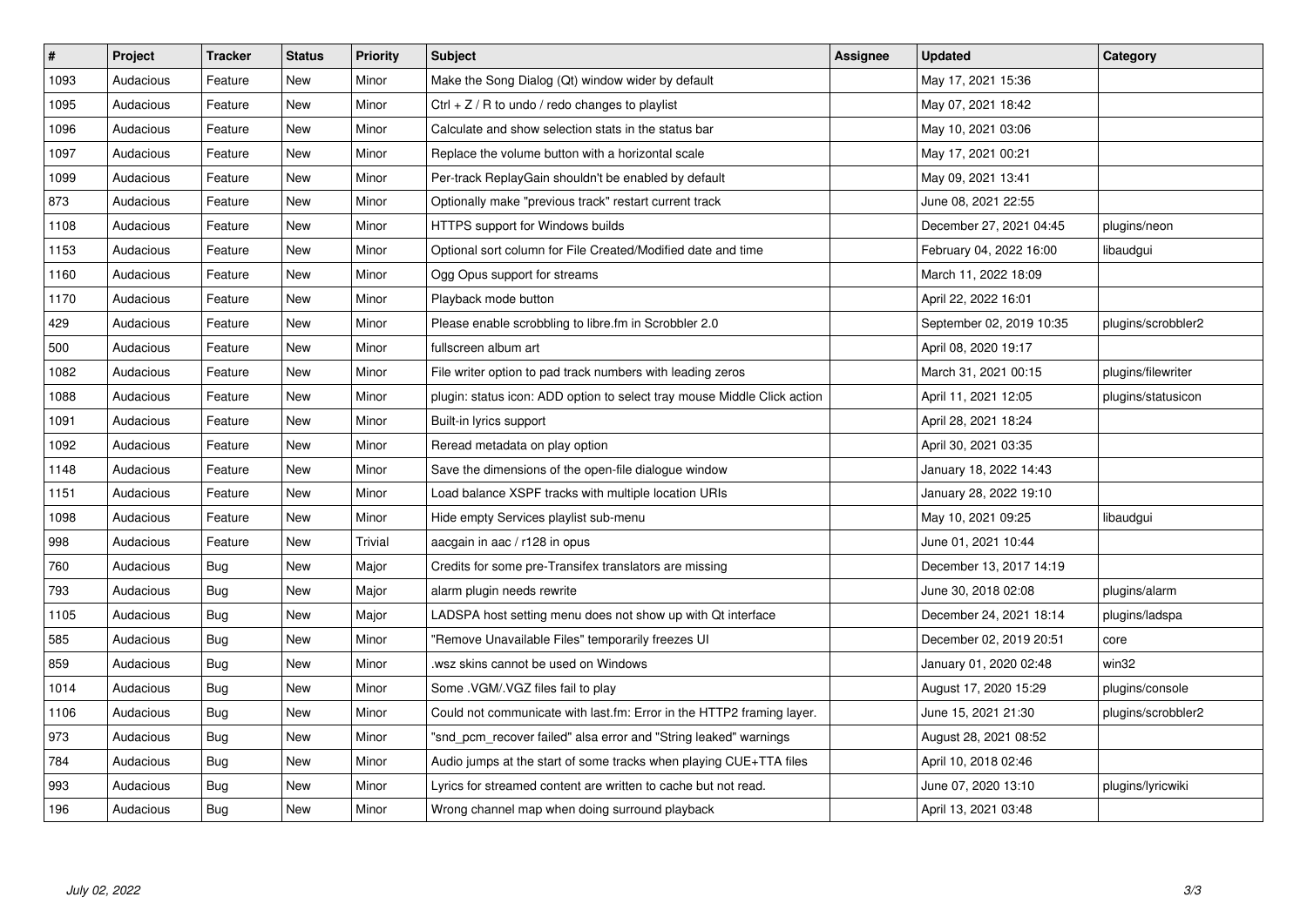| # | Project | Tracker | Status | Priority | Subject | Assignee | Updated | Category |
|---|---|---|---|---|---|---|---|---|
| 1093 | Audacious | Feature | New | Minor | Make the Song Dialog (Qt) window wider by default | | May 17, 2021 15:36 | |
| 1095 | Audacious | Feature | New | Minor | Ctrl + Z / R to undo / redo changes to playlist | | May 07, 2021 18:42 | |
| 1096 | Audacious | Feature | New | Minor | Calculate and show selection stats in the status bar | | May 10, 2021 03:06 | |
| 1097 | Audacious | Feature | New | Minor | Replace the volume button with a horizontal scale | | May 17, 2021 00:21 | |
| 1099 | Audacious | Feature | New | Minor | Per-track ReplayGain shouldn't be enabled by default | | May 09, 2021 13:41 | |
| 873 | Audacious | Feature | New | Minor | Optionally make "previous track" restart current track | | June 08, 2021 22:55 | |
| 1108 | Audacious | Feature | New | Minor | HTTPS support for Windows builds | | December 27, 2021 04:45 | plugins/neon |
| 1153 | Audacious | Feature | New | Minor | Optional sort column for File Created/Modified date and time | | February 04, 2022 16:00 | libaudgui |
| 1160 | Audacious | Feature | New | Minor | Ogg Opus support for streams | | March 11, 2022 18:09 | |
| 1170 | Audacious | Feature | New | Minor | Playback mode button | | April 22, 2022 16:01 | |
| 429 | Audacious | Feature | New | Minor | Please enable scrobbling to libre.fm in Scrobbler 2.0 | | September 02, 2019 10:35 | plugins/scrobbler2 |
| 500 | Audacious | Feature | New | Minor | fullscreen album art | | April 08, 2020 19:17 | |
| 1082 | Audacious | Feature | New | Minor | File writer option to pad track numbers with leading zeros | | March 31, 2021 00:15 | plugins/filewriter |
| 1088 | Audacious | Feature | New | Minor | plugin: status icon: ADD option to select tray mouse Middle Click action | | April 11, 2021 12:05 | plugins/statusicon |
| 1091 | Audacious | Feature | New | Minor | Built-in lyrics support | | April 28, 2021 18:24 | |
| 1092 | Audacious | Feature | New | Minor | Reread metadata on play option | | April 30, 2021 03:35 | |
| 1148 | Audacious | Feature | New | Minor | Save the dimensions of the open-file dialogue window | | January 18, 2022 14:43 | |
| 1151 | Audacious | Feature | New | Minor | Load balance XSPF tracks with multiple location URIs | | January 28, 2022 19:10 | |
| 1098 | Audacious | Feature | New | Minor | Hide empty Services playlist sub-menu | | May 10, 2021 09:25 | libaudgui |
| 998 | Audacious | Feature | New | Trivial | aacgain in aac / r128 in opus | | June 01, 2021 10:44 | |
| 760 | Audacious | Bug | New | Major | Credits for some pre-Transifex translators are missing | | December 13, 2017 14:19 | |
| 793 | Audacious | Bug | New | Major | alarm plugin needs rewrite | | June 30, 2018 02:08 | plugins/alarm |
| 1105 | Audacious | Bug | New | Major | LADSPA host setting menu does not show up with Qt interface | | December 24, 2021 18:14 | plugins/ladspa |
| 585 | Audacious | Bug | New | Minor | "Remove Unavailable Files" temporarily freezes UI | | December 02, 2019 20:51 | core |
| 859 | Audacious | Bug | New | Minor | .wsz skins cannot be used on Windows | | January 01, 2020 02:48 | win32 |
| 1014 | Audacious | Bug | New | Minor | Some .VGM/.VGZ files fail to play | | August 17, 2020 15:29 | plugins/console |
| 1106 | Audacious | Bug | New | Minor | Could not communicate with last.fm: Error in the HTTP2 framing layer. | | June 15, 2021 21:30 | plugins/scrobbler2 |
| 973 | Audacious | Bug | New | Minor | "snd_pcm_recover failed" alsa error and "String leaked" warnings | | August 28, 2021 08:52 | |
| 784 | Audacious | Bug | New | Minor | Audio jumps at the start of some tracks when playing CUE+TTA files | | April 10, 2018 02:46 | |
| 993 | Audacious | Bug | New | Minor | Lyrics for streamed content are written to cache but not read. | | June 07, 2020 13:10 | plugins/lyricwiki |
| 196 | Audacious | Bug | New | Minor | Wrong channel map when doing surround playback | | April 13, 2021 03:48 | |

*July 02, 2022*